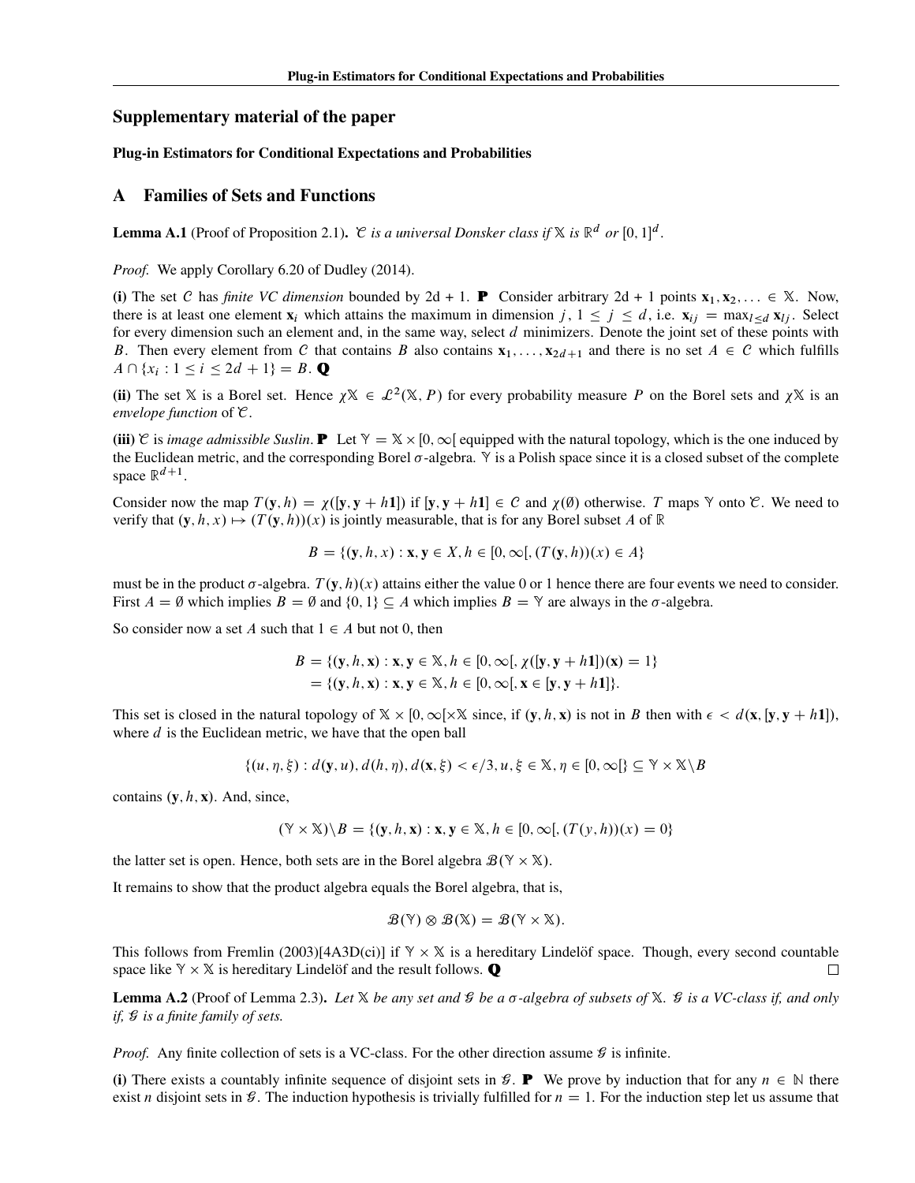## Supplementary material of the paper

**Plug-in Estimators for Conditional Expectations and Probabilities**

# A Families of Sets and Functions

**Lemma A.1** (Proof of Proposition 2.1)**.** *$\mathcal{C}$ is a universal Donsker class if $\mathbb{X}$ is $\mathbb{R}^d$ or $[0,1]^d$.*

*Proof.* We apply Corollary 6.20 of Dudley (2014).

**(i)** The set $\mathcal{C}$ has *finite VC dimension* bounded by 2d + 1. **P** Consider arbitrary 2d + 1 points $\mathbf{x}_1, \mathbf{x}_2, \ldots \in \mathbb{X}$. Now, there is at least one element $\mathbf{x}_i$ which attains the maximum in dimension $j$, $1 \leq j \leq d$, i.e. $\mathbf{x}_{ij} = \max_{l \leq d} \mathbf{x}_{lj}$. Select for every dimension such an element and, in the same way, select $d$ minimizers. Denote the joint set of these points with $B$. Then every element from $\mathcal{C}$ that contains $B$ also contains $\mathbf{x}_1, \ldots, \mathbf{x}_{2d+1}$ and there is no set $A \in \mathcal{C}$ which fulfills $A \cap \{x_i : 1 \leq i \leq 2d+1\} = B$. **Q**

**(ii)** The set $\mathbb{X}$ is a Borel set. Hence $\chi\mathbb{X} \in \mathcal{L}^2(\mathbb{X}, P)$ for every probability measure $P$ on the Borel sets and $\chi\mathbb{X}$ is an *envelope function* of $\mathcal{C}$.

**(iii)** $\mathcal{C}$ is *image admissible Suslin*. **P** Let $\mathbb{Y} = \mathbb{X} \times [0, \infty[$ equipped with the natural topology, which is the one induced by the Euclidean metric, and the corresponding Borel $\sigma$-algebra. $\mathbb{Y}$ is a Polish space since it is a closed subset of the complete space $\mathbb{R}^{d+1}$.

Consider now the map $T(\mathbf{y}, h) = \chi([\mathbf{y}, \mathbf{y} + h\mathbf{1}])$ if $[\mathbf{y}, \mathbf{y} + h\mathbf{1}] \in \mathcal{C}$ and $\chi(\emptyset)$ otherwise. $T$ maps $\mathbb{Y}$ onto $\mathcal{C}$. We need to verify that $(\mathbf{y}, h, x) \mapsto (T(\mathbf{y}, h))(x)$ is jointly measurable, that is for any Borel subset $A$ of $\mathbb{R}$

$$B = \{(\mathbf{y}, h, x) : \mathbf{x}, \mathbf{y} \in X, h \in [0, \infty[, (T(\mathbf{y}, h))(x) \in A\}$$

must be in the product $\sigma$-algebra. $T(\mathbf{y}, h)(x)$ attains either the value 0 or 1 hence there are four events we need to consider. First $A = \emptyset$ which implies $B = \emptyset$ and $\{0, 1\} \subseteq A$ which implies $B = \mathbb{Y}$ are always in the $\sigma$-algebra.

So consider now a set $A$ such that $1 \in A$ but not 0, then

$$\begin{aligned} B &= \{(\mathbf{y}, h, \mathbf{x}) : \mathbf{x}, \mathbf{y} \in \mathbb{X}, h \in [0, \infty[, \chi([\mathbf{y}, \mathbf{y} + h\mathbf{1}])(\mathbf{x}) = 1\} \\ &= \{(\mathbf{y}, h, \mathbf{x}) : \mathbf{x}, \mathbf{y} \in \mathbb{X}, h \in [0, \infty[, \mathbf{x} \in [\mathbf{y}, \mathbf{y} + h\mathbf{1}]\}. \end{aligned}$$

This set is closed in the natural topology of $\mathbb{X} \times [0, \infty[\times\mathbb{X}$ since, if $(\mathbf{y}, h, \mathbf{x})$ is not in $B$ then with $\epsilon < d(\mathbf{x}, [\mathbf{y}, \mathbf{y} + h\mathbf{1}])$, where $d$ is the Euclidean metric, we have that the open ball

$$\{(u, \eta, \xi) : d(\mathbf{y}, u), d(h, \eta), d(\mathbf{x}, \xi) < \epsilon/3, u, \xi \in \mathbb{X}, \eta \in [0, \infty[\} \subseteq \mathbb{Y} \times \mathbb{X} \backslash B$$

contains $(\mathbf{y}, h, \mathbf{x})$. And, since,

$$(\mathbb{Y} \times \mathbb{X}) \backslash B = \{(\mathbf{y}, h, \mathbf{x}) : \mathbf{x}, \mathbf{y} \in \mathbb{X}, h \in [0, \infty[, (T(y, h))(x) = 0\}$$

the latter set is open. Hence, both sets are in the Borel algebra $\mathcal{B}(\mathbb{Y} \times \mathbb{X})$.

It remains to show that the product algebra equals the Borel algebra, that is,

$$\mathcal{B}(\mathbb{Y}) \otimes \mathcal{B}(\mathbb{X}) = \mathcal{B}(\mathbb{Y} \times \mathbb{X}).$$

This follows from Fremlin (2003)[4A3D(ci)] if $\mathbb{Y} \times \mathbb{X}$ is a hereditary Lindelöf space. Though, every second countable space like $\mathbb{Y} \times \mathbb{X}$ is hereditary Lindelöf and the result follows. **Q** $\square$

**Lemma A.2** (Proof of Lemma 2.3)**.** *Let $\mathbb{X}$ be any set and $\mathcal{G}$ be a $\sigma$-algebra of subsets of $\mathbb{X}$. $\mathcal{G}$ is a VC-class if, and only if, $\mathcal{G}$ is a finite family of sets.*

*Proof.* Any finite collection of sets is a VC-class. For the other direction assume $\mathcal{G}$ is infinite.

**(i)** There exists a countably infinite sequence of disjoint sets in $\mathcal{G}$. **P** We prove by induction that for any $n \in \mathbb{N}$ there exist $n$ disjoint sets in $\mathcal{G}$. The induction hypothesis is trivially fulfilled for $n = 1$. For the induction step let us assume that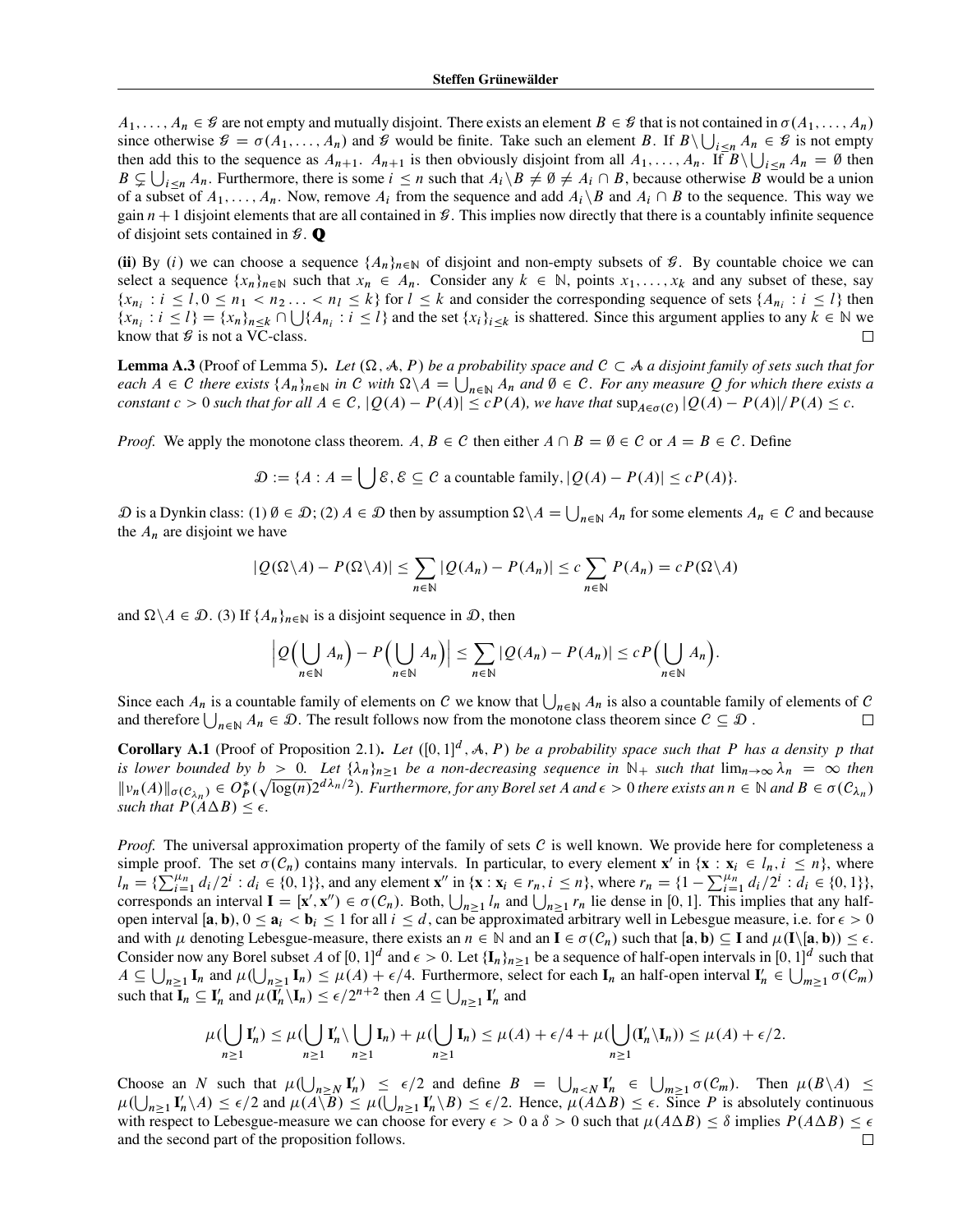$A_1, \ldots, A_n \in \mathcal{G}$ are not empty and mutually disjoint. There exists an element $B \in \mathcal{G}$ that is not contained in $\sigma(A_1, \ldots, A_n)$ since otherwise $\mathcal{G} = \sigma(A_1, \ldots, A_n)$ and $\mathcal{G}$ would be finite. Take such an element $B$. If $B \backslash \bigcup_{i \le n} A_n \in \mathcal{G}$ is not empty then add this to the sequence as $A_{n+1}$. $A_{n+1}$ is then obviously disjoint from all $A_1, \ldots, A_n$. If $B \backslash \bigcup_{i \le n} A_n = \emptyset$ then $B \subsetneq \bigcup_{i \le n} A_n$. Furthermore, there is some $i \le n$ such that $A_i \backslash B \neq \emptyset \neq A_i \cap B$, because otherwise $B$ would be a union of a subset of $A_1, \ldots, A_n$. Now, remove $A_i$ from the sequence and add $A_i \backslash B$ and $A_i \cap B$ to the sequence. This way we gain $n+1$ disjoint elements that are all contained in $\mathcal{G}$. This implies now directly that there is a countably infinite sequence of disjoint sets contained in $\mathcal{G}$. **Q**

**(ii)** By $(i)$ we can choose a sequence $\{A_n\}_{n \in \mathbb{N}}$ of disjoint and non-empty subsets of $\mathcal{G}$. By countable choice we can select a sequence $\{x_n\}_{n \in \mathbb{N}}$ such that $x_n \in A_n$. Consider any $k \in \mathbb{N}$, points $x_1, \ldots, x_k$ and any subset of these, say $\{x_{n_i} : i \le l, 0 \le n_1 < n_2 \ldots < n_l \le k\}$ for $l \le k$ and consider the corresponding sequence of sets $\{A_{n_i} : i \le l\}$ then $\{x_{n_i} : i \le l\} = \{x_n\}_{n \le k} \cap \bigcup \{A_{n_i} : i \le l\}$ and the set $\{x_i\}_{i \le k}$ is shattered. Since this argument applies to any $k \in \mathbb{N}$ we know that $\mathcal{G}$ is not a VC-class. □

**Lemma A.3** (Proof of Lemma 5)**.** *Let $(\Omega, \mathcal{A}, P)$ be a probability space and $\mathcal{C} \subset \mathcal{A}$ a disjoint family of sets such that for each $A \in \mathcal{C}$ there exists $\{A_n\}_{n \in \mathbb{N}}$ in $\mathcal{C}$ with $\Omega \backslash A = \bigcup_{n \in \mathbb{N}} A_n$ and $\emptyset \in \mathcal{C}$. For any measure $Q$ for which there exists a constant $c > 0$ such that for all $A \in \mathcal{C}$, $|Q(A) - P(A)| \le cP(A)$, we have that $\sup_{A \in \sigma(\mathcal{C})} |Q(A) - P(A)|/P(A) \le c$.*

*Proof.* We apply the monotone class theorem. $A, B \in \mathcal{C}$ then either $A \cap B = \emptyset \in \mathcal{C}$ or $A = B \in \mathcal{C}$. Define

$$\mathcal{D} := \{A : A = \bigcup \mathcal{E}, \mathcal{E} \subseteq \mathcal{C} \text{ a countable family}, |Q(A) - P(A)| \le cP(A)\}.$$

$\mathcal{D}$ is a Dynkin class: (1) $\emptyset \in \mathcal{D}$; (2) $A \in \mathcal{D}$ then by assumption $\Omega \backslash A = \bigcup_{n \in \mathbb{N}} A_n$ for some elements $A_n \in \mathcal{C}$ and because the $A_n$ are disjoint we have

$$|Q(\Omega \backslash A) - P(\Omega \backslash A)| \le \sum_{n \in \mathbb{N}} |Q(A_n) - P(A_n)| \le c \sum_{n \in \mathbb{N}} P(A_n) = cP(\Omega \backslash A)$$

and $\Omega \backslash A \in \mathcal{D}$. (3) If $\{A_n\}_{n \in \mathbb{N}}$ is a disjoint sequence in $\mathcal{D}$, then

$$\Big| Q\Big(\bigcup_{n \in \mathbb{N}} A_n\Big) - P\Big(\bigcup_{n \in \mathbb{N}} A_n\Big)\Big| \le \sum_{n \in \mathbb{N}} |Q(A_n) - P(A_n)| \le cP\Big(\bigcup_{n \in \mathbb{N}} A_n\Big).$$

Since each $A_n$ is a countable family of elements on $\mathcal{C}$ we know that $\bigcup_{n \in \mathbb{N}} A_n$ is also a countable family of elements of $\mathcal{C}$ and therefore $\bigcup_{n \in \mathbb{N}} A_n \in \mathcal{D}$. The result follows now from the monotone class theorem since $\mathcal{C} \subseteq \mathcal{D}$ . □

**Corollary A.1** (Proof of Proposition 2.1)**.** *Let $([0,1]^d, \mathcal{A}, P)$ be a probability space such that $P$ has a density $p$ that is lower bounded by $b > 0$. Let $\{\lambda_n\}_{n \ge 1}$ be a non-decreasing sequence in $\mathbb{N}_+$ such that $\lim_{n \to \infty} \lambda_n = \infty$ then $\|\nu_n(A)\|_{\sigma(\mathcal{C}_{\lambda_n})} \in O_P^*(\sqrt{\log(n)} 2^{d\lambda_n/2})$. Furthermore, for any Borel set $A$ and $\epsilon > 0$ there exists an $n \in \mathbb{N}$ and $B \in \sigma(\mathcal{C}_{\lambda_n})$ such that $P(A \Delta B) \le \epsilon$.*

*Proof.* The universal approximation property of the family of sets $\mathcal{C}$ is well known. We provide here for completeness a simple proof. The set $\sigma(\mathcal{C}_n)$ contains many intervals. In particular, to every element $\mathbf{x}'$ in $\{\mathbf{x} : \mathbf{x}_i \in l_n, i \le n\}$, where $l_n = \{\sum_{i=1}^{\mu_n} d_i/2^i : d_i \in \{0,1\}\}$, and any element $\mathbf{x}''$ in $\{\mathbf{x} : \mathbf{x}_i \in r_n, i \le n\}$, where $r_n = \{1 - \sum_{i=1}^{\mu_n} d_i/2^i : d_i \in \{0,1\}\}$, corresponds an interval $\mathbf{I} = [\mathbf{x}', \mathbf{x}'') \in \sigma(\mathcal{C}_n)$. Both, $\bigcup_{n \ge 1} l_n$ and $\bigcup_{n \ge 1} r_n$ lie dense in $[0,1]$. This implies that any half-open interval $[\mathbf{a}, \mathbf{b})$, $0 \le \mathbf{a}_i < \mathbf{b}_i \le 1$ for all $i \le d$, can be approximated arbitrary well in Lebesgue measure, i.e. for $\epsilon > 0$ and with $\mu$ denoting Lebesgue-measure, there exists an $n \in \mathbb{N}$ and an $\mathbf{I} \in \sigma(\mathcal{C}_n)$ such that $[\mathbf{a}, \mathbf{b}) \subseteq \mathbf{I}$ and $\mu(\mathbf{I} \backslash [\mathbf{a}, \mathbf{b})) \le \epsilon$. Consider now any Borel subset $A$ of $[0,1]^d$ and $\epsilon > 0$. Let $\{\mathbf{I}_n\}_{n \ge 1}$ be a sequence of half-open intervals in $[0,1]^d$ such that $A \subseteq \bigcup_{n \ge 1} \mathbf{I}_n$ and $\mu(\bigcup_{n \ge 1} \mathbf{I}_n) \le \mu(A) + \epsilon/4$. Furthermore, select for each $\mathbf{I}_n$ an half-open interval $\mathbf{I}'_n \in \bigcup_{m \ge 1} \sigma(\mathcal{C}_m)$ such that $\mathbf{I}_n \subseteq \mathbf{I}'_n$ and $\mu(\mathbf{I}'_n \backslash \mathbf{I}_n) \le \epsilon/2^{n+2}$ then $A \subseteq \bigcup_{n \ge 1} \mathbf{I}'_n$ and

$$\mu(\bigcup_{n \ge 1} \mathbf{I}'_n) \le \mu(\bigcup_{n \ge 1} \mathbf{I}'_n \backslash \bigcup_{n \ge 1} \mathbf{I}_n) + \mu(\bigcup_{n \ge 1} \mathbf{I}_n) \le \mu(A) + \epsilon/4 + \mu(\bigcup_{n \ge 1} (\mathbf{I}'_n \backslash \mathbf{I}_n)) \le \mu(A) + \epsilon/2.$$

Choose an $N$ such that $\mu(\bigcup_{n \ge N} \mathbf{I}'_n) \le \epsilon/2$ and define $B = \bigcup_{n < N} \mathbf{I}'_n \in \bigcup_{m \ge 1} \sigma(\mathcal{C}_m)$. Then $\mu(B \backslash A) \le \mu(\bigcup_{n \ge 1} \mathbf{I}'_n \backslash A) \le \epsilon/2$ and $\mu(A \backslash B) \le \mu(\bigcup_{n \ge 1} \mathbf{I}'_n \backslash B) \le \epsilon/2$. Hence, $\mu(A \Delta B) \le \epsilon$. Since $P$ is absolutely continuous with respect to Lebesgue-measure we can choose for every $\epsilon > 0$ a $\delta > 0$ such that $\mu(A \Delta B) \le \delta$ implies $P(A \Delta B) \le \epsilon$ and the second part of the proposition follows. □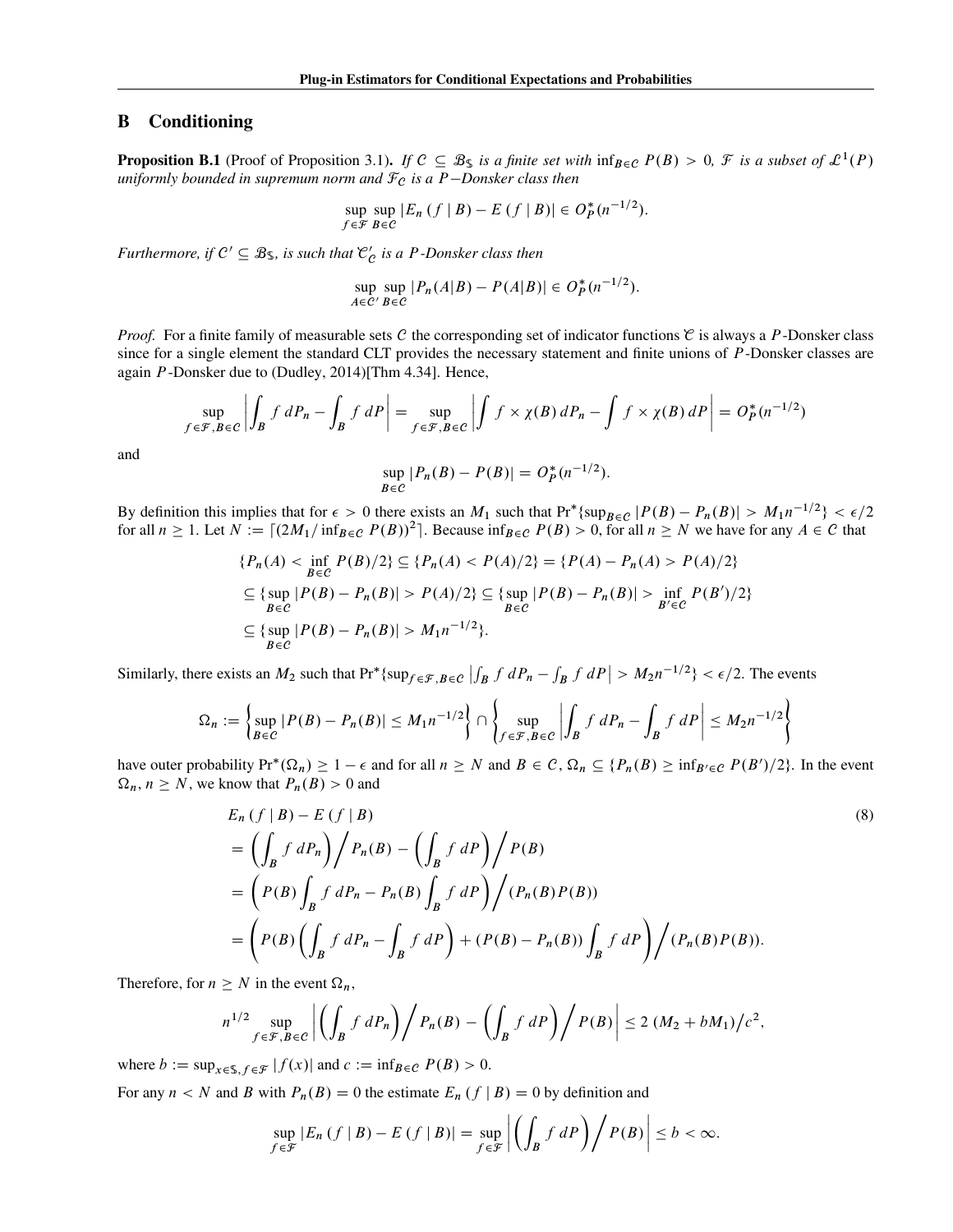## B Conditioning

**Proposition B.1** (Proof of Proposition 3.1)**.** *If $\mathcal{C} \subseteq \mathcal{B}_{\mathbb{S}}$ is a finite set with $\inf_{B\in\mathcal{C}} P(B) > 0$, $\mathcal{F}$ is a subset of $\mathcal{L}^1(P)$ uniformly bounded in supremum norm and $\mathcal{F}_{\mathcal{C}}$ is a $P-$Donsker class then*

$$\sup_{f\in\mathcal{F}} \sup_{B\in\mathcal{C}} |E_n(f \mid B) - E(f \mid B)| \in O_P^*(n^{-1/2}).$$

*Furthermore, if $\mathcal{C}' \subseteq \mathcal{B}_{\mathbb{S}}$, is such that $\mathscr{C}'_{\mathcal{C}}$ is a $P$-Donsker class then*

$$\sup_{A\in\mathcal{C}'} \sup_{B\in\mathcal{C}} |P_n(A|B) - P(A|B)| \in O_P^*(n^{-1/2}).$$

*Proof.* For a finite family of measurable sets $\mathcal{C}$ the corresponding set of indicator functions $\mathscr{C}$ is always a $P$-Donsker class since for a single element the standard CLT provides the necessary statement and finite unions of $P$-Donsker classes are again $P$-Donsker due to (Dudley, 2014)[Thm 4.34]. Hence,

$$\sup_{f\in\mathcal{F}, B\in\mathcal{C}} \left| \int_B f\, dP_n - \int_B f\, dP \right| = \sup_{f\in\mathcal{F}, B\in\mathcal{C}} \left| \int f \times \chi(B)\, dP_n - \int f \times \chi(B)\, dP \right| = O_P^*(n^{-1/2})$$

and

$$\sup_{B\in\mathcal{C}} |P_n(B) - P(B)| = O_P^*(n^{-1/2}).$$

By definition this implies that for $\epsilon > 0$ there exists an $M_1$ such that $\Pr^*\{\sup_{B\in\mathcal{C}} |P(B) - P_n(B)| > M_1 n^{-1/2}\} < \epsilon/2$ for all $n \geq 1$. Let $N := \lceil (2M_1/\inf_{B\in\mathcal{C}} P(B))^2 \rceil$. Because $\inf_{B\in\mathcal{C}} P(B) > 0$, for all $n \geq N$ we have for any $A \in \mathcal{C}$ that

$$\begin{aligned}
&\{P_n(A) < \inf_{B\in\mathcal{C}} P(B)/2\} \subseteq \{P_n(A) < P(A)/2\} = \{P(A) - P_n(A) > P(A)/2\} \\
&\subseteq \{\sup_{B\in\mathcal{C}} |P(B) - P_n(B)| > P(A)/2\} \subseteq \{\sup_{B\in\mathcal{C}} |P(B) - P_n(B)| > \inf_{B'\in\mathcal{C}} P(B')/2\} \\
&\subseteq \{\sup_{B\in\mathcal{C}} |P(B) - P_n(B)| > M_1 n^{-1/2}\}.
\end{aligned}$$

Similarly, there exists an $M_2$ such that $\Pr^*\{\sup_{f\in\mathcal{F}, B\in\mathcal{C}} \left|\int_B f\, dP_n - \int_B f\, dP\right| > M_2 n^{-1/2}\} < \epsilon/2$. The events

$$\Omega_n := \left\{ \sup_{B\in\mathcal{C}} |P(B) - P_n(B)| \leq M_1 n^{-1/2} \right\} \cap \left\{ \sup_{f\in\mathcal{F}, B\in\mathcal{C}} \left| \int_B f\, dP_n - \int_B f\, dP \right| \leq M_2 n^{-1/2} \right\}$$

have outer probability $\Pr^*(\Omega_n) \geq 1 - \epsilon$ and for all $n \geq N$ and $B \in \mathcal{C}$, $\Omega_n \subseteq \{P_n(B) \geq \inf_{B'\in\mathcal{C}} P(B')/2\}$. In the event $\Omega_n$, $n \geq N$, we know that $P_n(B) > 0$ and

$$\begin{aligned}
&E_n(f \mid B) - E(f \mid B) \qquad (8)\\
&= \left( \int_B f\, dP_n \right) \Big/ P_n(B) - \left( \int_B f\, dP \right) \Big/ P(B) \\
&= \left( P(B) \int_B f\, dP_n - P_n(B) \int_B f\, dP \right) \Big/ (P_n(B)P(B)) \\
&= \left( P(B) \left( \int_B f\, dP_n - \int_B f\, dP \right) + (P(B) - P_n(B)) \int_B f\, dP \right) \Big/ (P_n(B)P(B)).
\end{aligned}$$

Therefore, for $n \geq N$ in the event $\Omega_n$,

$$n^{1/2} \sup_{f\in\mathcal{F}, B\in\mathcal{C}} \left| \left( \int_B f\, dP_n \right) \Big/ P_n(B) - \left( \int_B f\, dP \right) \Big/ P(B) \right| \leq 2\,(M_2 + bM_1)/c^2,$$

where $b := \sup_{x\in\mathbb{S}, f\in\mathcal{F}} |f(x)|$ and $c := \inf_{B\in\mathcal{C}} P(B) > 0$.

For any $n < N$ and $B$ with $P_n(B) = 0$ the estimate $E_n(f \mid B) = 0$ by definition and

$$\sup_{f\in\mathcal{F}} |E_n(f \mid B) - E(f \mid B)| = \sup_{f\in\mathcal{F}} \left| \left( \int_B f\, dP \right) \Big/ P(B) \right| \leq b < \infty.$$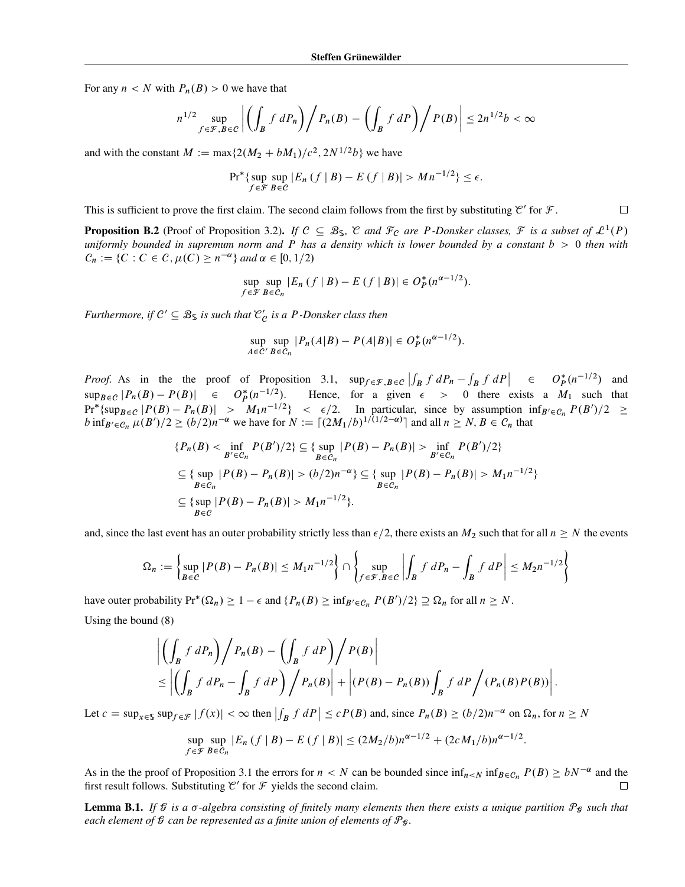For any $n < N$ with $P_n(B) > 0$ we have that

$$n^{1/2} \sup_{f \in \mathcal{F}, B \in \mathcal{C}} \left| \left( \int_B f \, dP_n \right) \Big/ P_n(B) - \left( \int_B f \, dP \right) \Big/ P(B) \right| \leq 2n^{1/2} b < \infty$$

and with the constant $M := \max\{2(M_2 + bM_1)/c^2, 2N^{1/2}b\}$ we have

$$\Pr{}^*\{\sup_{f \in \mathcal{F}} \sup_{B \in \mathcal{C}} |E_n(f \mid B) - E(f \mid B)| > Mn^{-1/2}\} \leq \epsilon.$$

This is sufficient to prove the first claim. The second claim follows from the first by substituting $\mathscr{C}'$ for $\mathcal{F}$. $\square$

**Proposition B.2** (Proof of Proposition 3.2)**.** *If $\mathcal{C} \subseteq \mathcal{B}_{\mathbb{S}}$, $\mathscr{C}$ and $\mathcal{F}_{\mathcal{C}}$ are $P$-Donsker classes, $\mathcal{F}$ is a subset of $\mathcal{L}^1(P)$ uniformly bounded in supremum norm and $P$ has a density which is lower bounded by a constant $b > 0$ then with $\mathcal{C}_n := \{C : C \in \mathcal{C}, \mu(C) \geq n^{-\alpha}\}$ and $\alpha \in [0, 1/2)$*

$$\sup_{f \in \mathcal{F}} \sup_{B \in \mathcal{C}_n} |E_n(f \mid B) - E(f \mid B)| \in O_P^*(n^{\alpha - 1/2}).$$

*Furthermore, if $\mathcal{C}' \subseteq \mathcal{B}_{\mathbb{S}}$ is such that $\mathscr{C}'_{\mathcal{C}}$ is a $P$-Donsker class then*

$$\sup_{A \in \mathcal{C}'} \sup_{B \in \mathcal{C}_n} |P_n(A|B) - P(A|B)| \in O_P^*(n^{\alpha - 1/2}).$$

*Proof.* As in the the proof of Proposition 3.1, $\sup_{f \in \mathcal{F}, B \in \mathcal{C}} \left| \int_B f \, dP_n - \int_B f \, dP \right| \in O_P^*(n^{-1/2})$ and $\sup_{B \in \mathcal{C}} |P_n(B) - P(B)| \in O_P^*(n^{-1/2})$. Hence, for a given $\epsilon > 0$ there exists a $M_1$ such that $\Pr^*\{\sup_{B \in \mathcal{C}} |P(B) - P_n(B)| > M_1 n^{-1/2}\} < \epsilon/2$. In particular, since by assumption $\inf_{B' \in \mathcal{C}_n} P(B')/2 \geq b \inf_{B' \in \mathcal{C}_n} \mu(B')/2 \geq (b/2)n^{-\alpha}$ we have for $N := \lceil (2M_1/b)^{1/(1/2 - \alpha)} \rceil$ and all $n \geq N$, $B \in \mathcal{C}_n$ that

$$\begin{aligned}
\{P_n(B) < \inf_{B' \in \mathcal{C}_n} P(B')/2\} &\subseteq \{\sup_{B \in \mathcal{C}_n} |P(B) - P_n(B)| > \inf_{B' \in \mathcal{C}_n} P(B')/2\} \\
&\subseteq \{\sup_{B \in \mathcal{C}_n} |P(B) - P_n(B)| > (b/2)n^{-\alpha}\} \subseteq \{\sup_{B \in \mathcal{C}_n} |P(B) - P_n(B)| > M_1 n^{-1/2}\} \\
&\subseteq \{\sup_{B \in \mathcal{C}} |P(B) - P_n(B)| > M_1 n^{-1/2}\}.
\end{aligned}$$

and, since the last event has an outer probability strictly less than $\epsilon/2$, there exists an $M_2$ such that for all $n \geq N$ the events

$$\Omega_n := \left\{ \sup_{B \in \mathcal{C}} |P(B) - P_n(B)| \leq M_1 n^{-1/2} \right\} \cap \left\{ \sup_{f \in \mathcal{F}, B \in \mathcal{C}} \left| \int_B f \, dP_n - \int_B f \, dP \right| \leq M_2 n^{-1/2} \right\}$$

have outer probability $\Pr^*(\Omega_n) \geq 1 - \epsilon$ and $\{P_n(B) \geq \inf_{B' \in \mathcal{C}_n} P(B')/2\} \supseteq \Omega_n$ for all $n \geq N$.

Using the bound (8)

$$\begin{aligned}
&\left| \left( \int_B f \, dP_n \right) \Big/ P_n(B) - \left( \int_B f \, dP \right) \Big/ P(B) \right| \\
&\leq \left| \left( \int_B f \, dP_n - \int_B f \, dP \right) \Big/ P_n(B) \right| + \left| (P(B) - P_n(B)) \int_B f \, dP \Big/ (P_n(B) P(B)) \right|.
\end{aligned}$$

Let $c = \sup_{x \in \mathbb{S}} \sup_{f \in \mathcal{F}} |f(x)| < \infty$ then $\left| \int_B f \, dP \right| \leq cP(B)$ and, since $P_n(B) \geq (b/2)n^{-\alpha}$ on $\Omega_n$, for $n \geq N$

$$\sup_{f \in \mathcal{F}} \sup_{B \in \mathcal{C}_n} |E_n(f \mid B) - E(f \mid B)| \leq (2M_2/b)n^{\alpha - 1/2} + (2cM_1/b)n^{\alpha - 1/2}.$$

As in the the proof of Proposition 3.1 the errors for $n < N$ can be bounded since $\inf_{n < N} \inf_{B \in \mathcal{C}_n} P(B) \geq bN^{-\alpha}$ and the first result follows. Substituting $\mathscr{C}'$ for $\mathcal{F}$ yields the second claim. $\square$

**Lemma B.1.** *If $\mathcal{G}$ is a $\sigma$-algebra consisting of finitely many elements then there exists a unique partition $\mathcal{P}_{\mathcal{G}}$ such that each element of $\mathcal{G}$ can be represented as a finite union of elements of $\mathcal{P}_{\mathcal{G}}$.*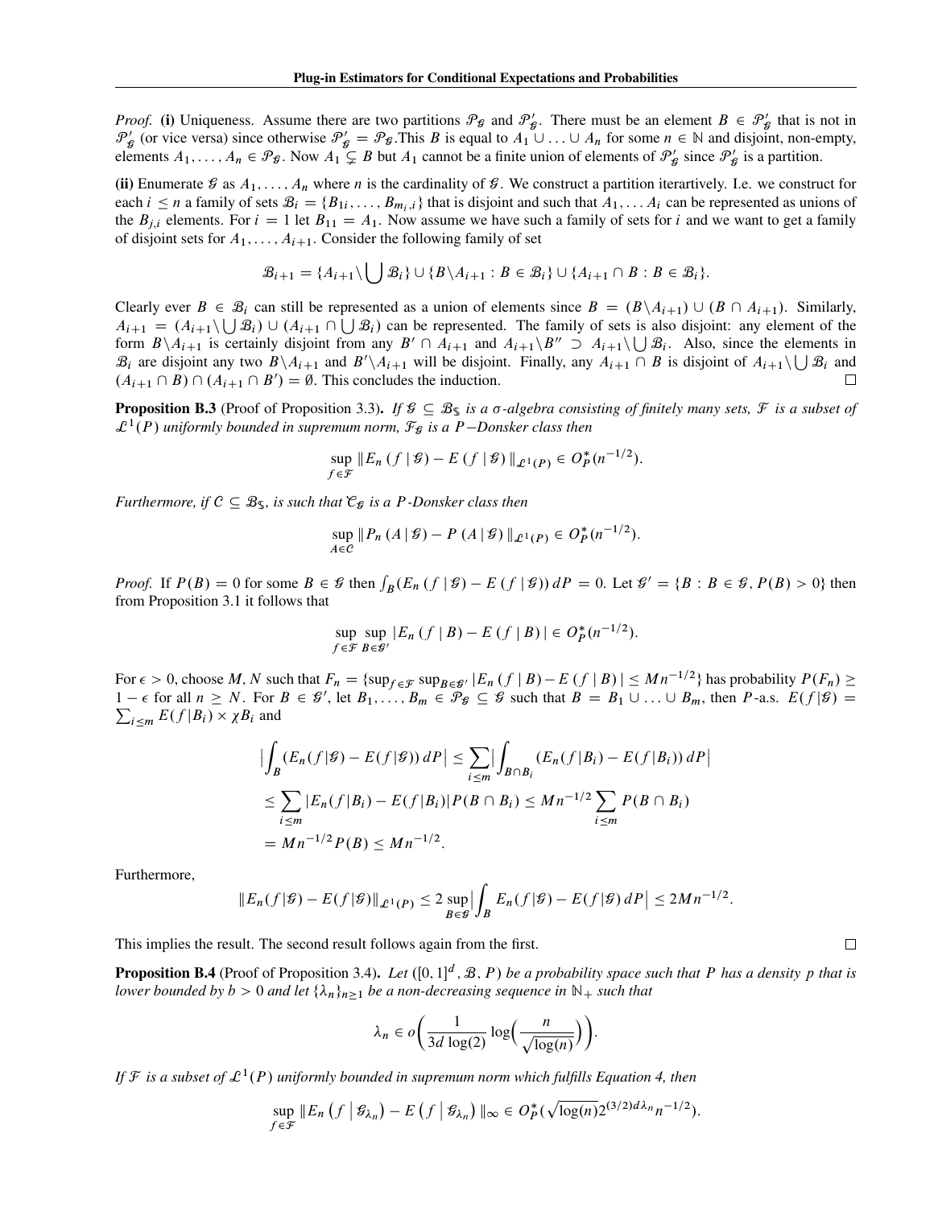*Proof.* **(i)** Uniqueness. Assume there are two partitions $\mathcal{P}_\mathcal{G}$ and $\mathcal{P}'_\mathcal{G}$. There must be an element $B \in \mathcal{P}'_\mathcal{G}$ that is not in $\mathcal{P}'_\mathcal{G}$ (or vice versa) since otherwise $\mathcal{P}'_\mathcal{G} = \mathcal{P}_\mathcal{G}$.This $B$ is equal to $A_1 \cup \ldots \cup A_n$ for some $n \in \mathbb{N}$ and disjoint, non-empty, elements $A_1, \ldots, A_n \in \mathcal{P}_\mathcal{G}$. Now $A_1 \subsetneq B$ but $A_1$ cannot be a finite union of elements of $\mathcal{P}'_\mathcal{G}$ since $\mathcal{P}'_\mathcal{G}$ is a partition.

**(ii)** Enumerate $\mathcal{G}$ as $A_1, \ldots, A_n$ where $n$ is the cardinality of $\mathcal{G}$. We construct a partition iterartively. I.e. we construct for each $i \leq n$ a family of sets $\mathcal{B}_i = \{B_{1i}, \ldots, B_{m_i,i}\}$ that is disjoint and such that $A_1, \ldots A_i$ can be represented as unions of the $B_{j,i}$ elements. For $i = 1$ let $B_{11} = A_1$. Now assume we have such a family of sets for $i$ and we want to get a family of disjoint sets for $A_1, \ldots, A_{i+1}$. Consider the following family of set

$$\mathcal{B}_{i+1} = \{A_{i+1} \backslash \bigcup \mathcal{B}_i\} \cup \{B \backslash A_{i+1} : B \in \mathcal{B}_i\} \cup \{A_{i+1} \cap B : B \in \mathcal{B}_i\}.$$

Clearly ever $B \in \mathcal{B}_i$ can still be represented as a union of elements since $B = (B \backslash A_{i+1}) \cup (B \cap A_{i+1})$. Similarly, $A_{i+1} = (A_{i+1} \backslash \bigcup \mathcal{B}_i) \cup (A_{i+1} \cap \bigcup \mathcal{B}_i)$ can be represented. The family of sets is also disjoint: any element of the form $B \backslash A_{i+1}$ is certainly disjoint from any $B' \cap A_{i+1}$ and $A_{i+1} \backslash B'' \supset A_{i+1} \backslash \bigcup \mathcal{B}_i$. Also, since the elements in $\mathcal{B}_i$ are disjoint any two $B \backslash A_{i+1}$ and $B' \backslash A_{i+1}$ will be disjoint. Finally, any $A_{i+1} \cap B$ is disjoint of $A_{i+1} \backslash \bigcup \mathcal{B}_i$ and $(A_{i+1} \cap B) \cap (A_{i+1} \cap B') = \emptyset$. This concludes the induction. □

**Proposition B.3** (Proof of Proposition 3.3)**.** *If $\mathcal{G} \subseteq \mathcal{B}_\mathfrak{S}$ is a $\sigma$-algebra consisting of finitely many sets, $\mathcal{F}$ is a subset of $\mathcal{L}^1(P)$ uniformly bounded in supremum norm, $\mathcal{F}_\mathcal{G}$ is a $P-$Donsker class then*

$$\sup_{f \in \mathcal{F}} \| E_n\left(f \mid \mathcal{G}\right) - E\left(f \mid \mathcal{G}\right) \|_{\mathcal{L}^1(P)} \in O^*_P(n^{-1/2}).$$

*Furthermore, if $\mathcal{C} \subseteq \mathcal{B}_\mathfrak{S}$, is such that $\mathscr{C}_\mathcal{G}$ is a $P$-Donsker class then*

$$\sup_{A \in \mathcal{C}} \| P_n\left(A \mid \mathcal{G}\right) - P\left(A \mid \mathcal{G}\right) \|_{\mathcal{L}^1(P)} \in O^*_P(n^{-1/2}).$$

*Proof.* If $P(B) = 0$ for some $B \in \mathcal{G}$ then $\int_B (E_n(f \mid \mathcal{G}) - E(f \mid \mathcal{G}))\, dP = 0$. Let $\mathcal{G}' = \{B : B \in \mathcal{G}, P(B) > 0\}$ then from Proposition 3.1 it follows that

$$\sup_{f \in \mathcal{F}} \sup_{B \in \mathcal{G}'} |E_n\left(f \mid B\right) - E\left(f \mid B\right)| \in O^*_P(n^{-1/2}).$$

For $\epsilon > 0$, choose $M, N$ such that $F_n = \{\sup_{f \in \mathcal{F}} \sup_{B \in \mathcal{G}'} |E_n\left(f \mid B\right) - E\left(f \mid B\right)| \leq Mn^{-1/2}\}$ has probability $P(F_n) \geq 1 - \epsilon$ for all $n \geq N$. For $B \in \mathcal{G}'$, let $B_1, \ldots, B_m \in \mathcal{P}_\mathcal{G} \subseteq \mathcal{G}$ such that $B = B_1 \cup \ldots \cup B_m$, then $P$-a.s. $E(f|\mathcal{G}) = \sum_{i \leq m} E(f|B_i) \times \chi B_i$ and

$$\begin{aligned}
\Big|\int_B (E_n(f|\mathcal{G}) - E(f|\mathcal{G}))\, dP\Big| &\leq \sum_{i \leq m} \Big|\int_{B \cap B_i} (E_n(f|B_i) - E(f|B_i))\, dP\Big| \\
&\leq \sum_{i \leq m} |E_n(f|B_i) - E(f|B_i)| P(B \cap B_i) \leq Mn^{-1/2} \sum_{i \leq m} P(B \cap B_i) \\
&= Mn^{-1/2} P(B) \leq Mn^{-1/2}.
\end{aligned}$$

Furthermore,

$$\|E_n(f|\mathcal{G}) - E(f|\mathcal{G})\|_{\mathcal{L}^1(P)} \leq 2 \sup_{B \in \mathcal{G}} \Big|\int_B E_n(f|\mathcal{G}) - E(f|\mathcal{G})\, dP\Big| \leq 2Mn^{-1/2}.$$

This implies the result. The second result follows again from the first. □

**Proposition B.4** (Proof of Proposition 3.4)**.** *Let $([0,1]^d, \mathcal{B}, P)$ be a probability space such that $P$ has a density $p$ that is lower bounded by $b > 0$ and let $\{\lambda_n\}_{n \geq 1}$ be a non-decreasing sequence in $\mathbb{N}_+$ such that*

$$\lambda_n \in o\bigg(\frac{1}{3d\log(2)} \log\Big(\frac{n}{\sqrt{\log(n)}}\Big)\bigg).$$

*If $\mathcal{F}$ is a subset of $\mathcal{L}^1(P)$ uniformly bounded in supremum norm which fulfills Equation 4, then*

$$\sup_{f \in \mathcal{F}} \| E_n\left(f \mid \mathcal{G}_{\lambda_n}\right) - E\left(f \mid \mathcal{G}_{\lambda_n}\right) \|_\infty \in O^*_P(\sqrt{\log(n)}2^{(3/2)d\lambda_n} n^{-1/2}).$$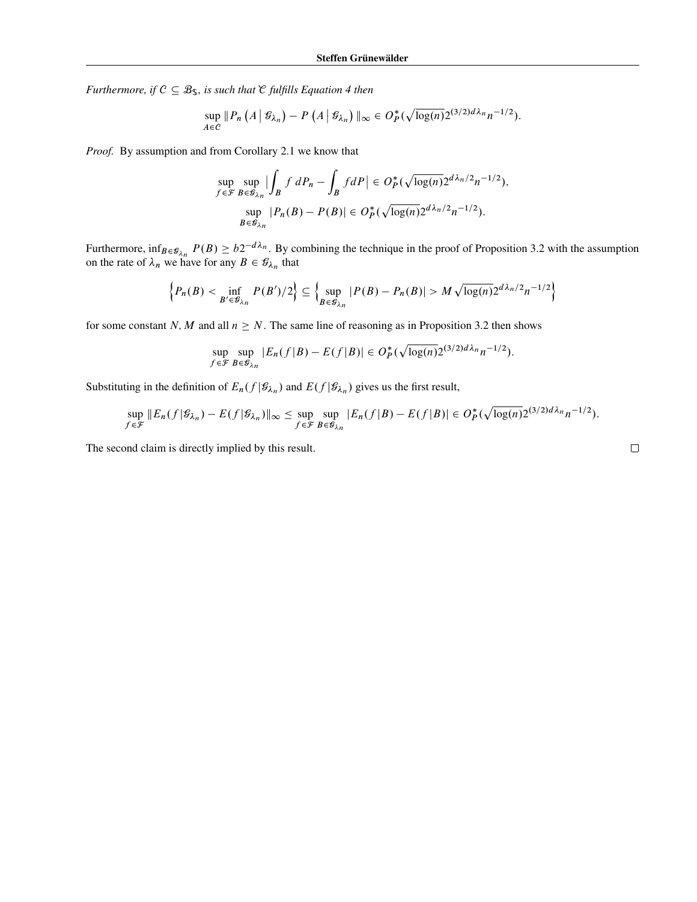*Furthermore, if $\mathcal{C} \subseteq \mathcal{B}_{\mathfrak{S}}$, is such that $\mathcal{C}$ fulfills Equation 4 then*

$$\sup_{A \in \mathcal{C}} \| P_n \left( A \,\middle|\, \mathcal{G}_{\lambda_n} \right) - P \left( A \,\middle|\, \mathcal{G}_{\lambda_n} \right) \|_\infty \in O_P^*(\sqrt{\log(n)} 2^{(3/2)d\lambda_n} n^{-1/2}).$$

*Proof.* By assumption and from Corollary 2.1 we know that

$$\sup_{f \in \mathcal{F}} \sup_{B \in \mathcal{G}_{\lambda_n}} \Big| \int_B f \, dP_n - \int_B f dP \Big| \in O_P^*(\sqrt{\log(n)} 2^{d\lambda_n/2} n^{-1/2}),$$

$$\sup_{B \in \mathcal{G}_{\lambda_n}} |P_n(B) - P(B)| \in O_P^*(\sqrt{\log(n)} 2^{d\lambda_n/2} n^{-1/2}).$$

Furthermore, $\inf_{B \in \mathcal{G}_{\lambda_n}} P(B) \geq b 2^{-d\lambda_n}$. By combining the technique in the proof of Proposition 3.2 with the assumption on the rate of $\lambda_n$ we have for any $B \in \mathcal{G}_{\lambda_n}$ that

$$\Big\{ P_n(B) < \inf_{B' \in \mathcal{G}_{\lambda_n}} P(B')/2 \Big\} \subseteq \Big\{ \sup_{B \in \mathcal{G}_{\lambda_n}} |P(B) - P_n(B)| > M \sqrt{\log(n)} 2^{d\lambda_n/2} n^{-1/2} \Big\}$$

for some constant $N, M$ and all $n \geq N$. The same line of reasoning as in Proposition 3.2 then shows

$$\sup_{f \in \mathcal{F}} \sup_{B \in \mathcal{G}_{\lambda_n}} |E_n(f|B) - E(f|B)| \in O_P^*(\sqrt{\log(n)} 2^{(3/2)d\lambda_n} n^{-1/2}).$$

Substituting in the definition of $E_n(f|\mathcal{G}_{\lambda_n})$ and $E(f|\mathcal{G}_{\lambda_n})$ gives us the first result,

$$\sup_{f \in \mathcal{F}} \|E_n(f|\mathcal{G}_{\lambda_n}) - E(f|\mathcal{G}_{\lambda_n})\|_\infty \leq \sup_{f \in \mathcal{F}} \sup_{B \in \mathcal{G}_{\lambda_n}} |E_n(f|B) - E(f|B)| \in O_P^*(\sqrt{\log(n)} 2^{(3/2)d\lambda_n} n^{-1/2}).$$

The second claim is directly implied by this result. $\square$